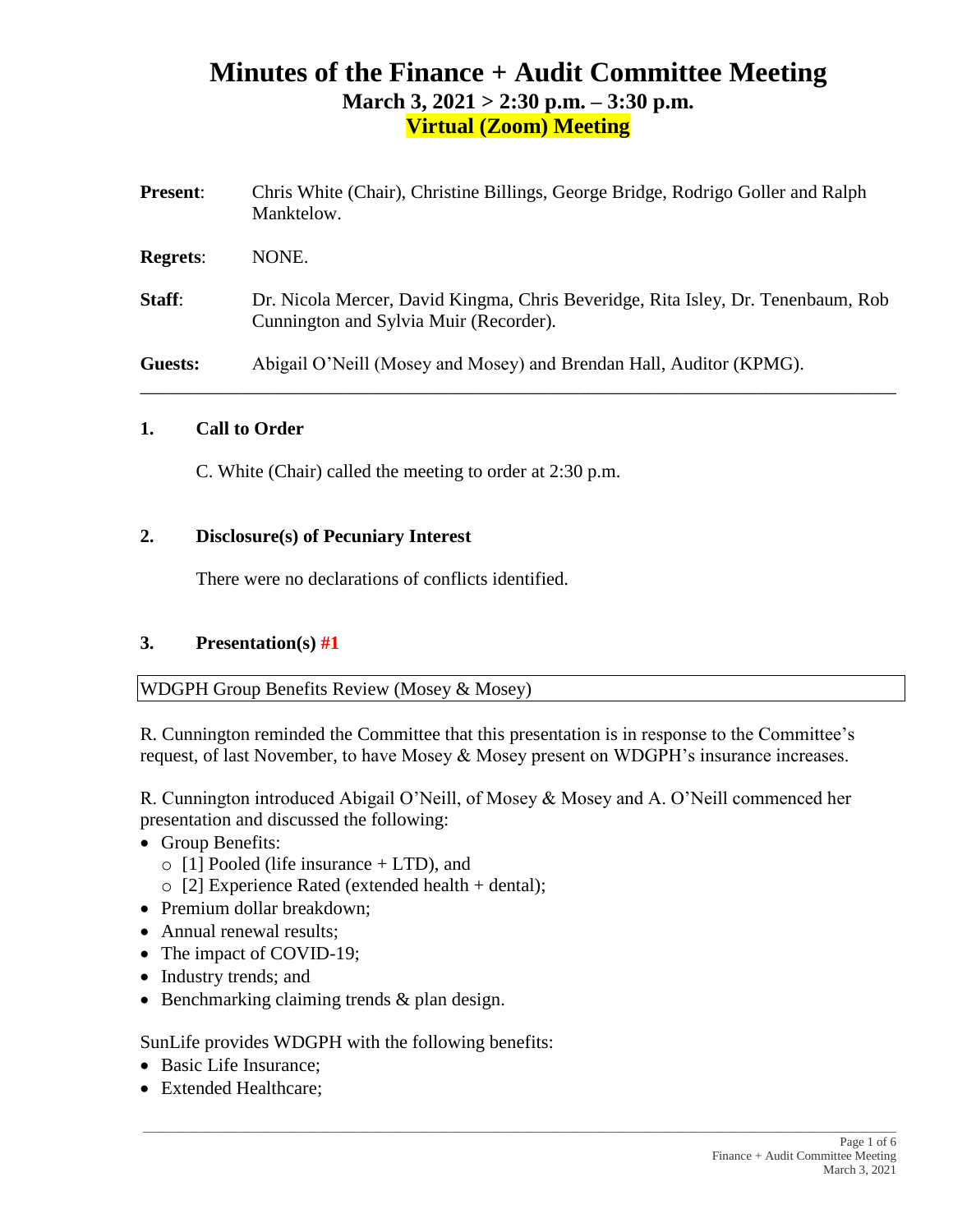# Minutes of the Finance + Audit Committee Meeting

## March 3, 2021 > 2:30 p.m. – 3:30 p.m.

## Virtual (Zoom) Meeting

**Present**: Chris White (Chair), Christine Billings, George Bridge, Rodrigo Goller and Ralph Manktelow.

**Regrets**: NONE.

**Staff**: Dr. Nicola Mercer, David Kingma, Chris Beveridge, Rita Isley, Dr. Tenenbaum, Rob Cunnington and Sylvia Muir (Recorder).

**Guests:** Abigail O'Neill (Mosey and Mosey) and Brendan Hall, Auditor (KPMG).

---

### 1. Call to Order

C. White (Chair) called the meeting to order at 2:30 p.m.

### 2. Disclosure(s) of Pecuniary Interest

There were no declarations of conflicts identified.

### 3. Presentation(s) #1

WDGPH Group Benefits Review (Mosey & Mosey)

R. Cunnington reminded the Committee that this presentation is in response to the Committee's request, of last November, to have Mosey & Mosey present on WDGPH's insurance increases.

R. Cunnington introduced Abigail O'Neill, of Mosey & Mosey and A. O'Neill commenced her presentation and discussed the following:

- Group Benefits:
  - [1] Pooled (life insurance + LTD), and
  - [2] Experience Rated (extended health + dental);
- Premium dollar breakdown;
- Annual renewal results;
- The impact of COVID-19;
- Industry trends; and
- Benchmarking claiming trends & plan design.

SunLife provides WDGPH with the following benefits:

- Basic Life Insurance;
- Extended Healthcare;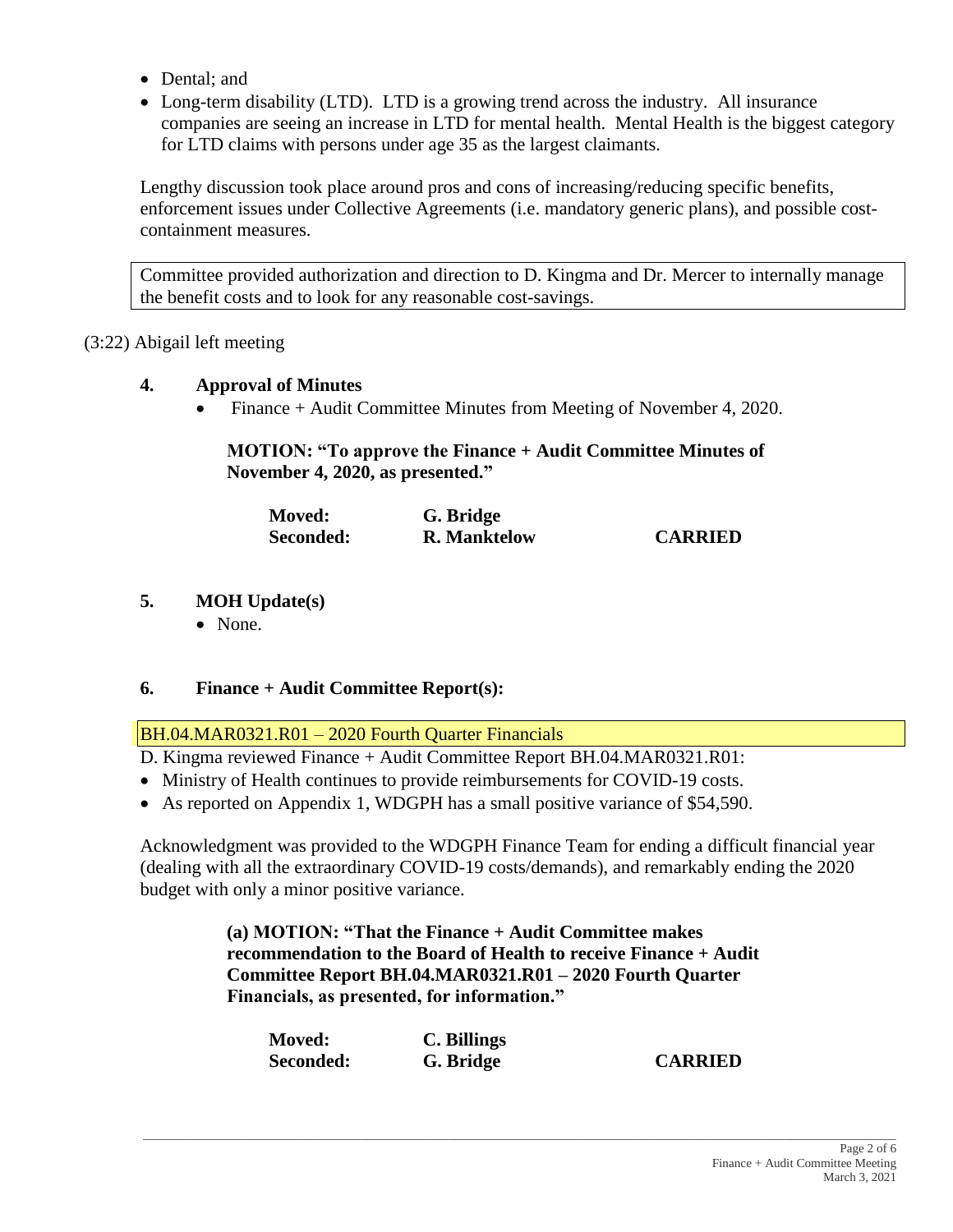- Dental; and
- Long-term disability (LTD). LTD is a growing trend across the industry. All insurance companies are seeing an increase in LTD for mental health. Mental Health is the biggest category for LTD claims with persons under age 35 as the largest claimants.

Lengthy discussion took place around pros and cons of increasing/reducing specific benefits, enforcement issues under Collective Agreements (i.e. mandatory generic plans), and possible cost-containment measures.

Committee provided authorization and direction to D. Kingma and Dr. Mercer to internally manage the benefit costs and to look for any reasonable cost-savings.

(3:22) Abigail left meeting

## 4. Approval of Minutes

- Finance + Audit Committee Minutes from Meeting of November 4, 2020.

**MOTION: "To approve the Finance + Audit Committee Minutes of November 4, 2020, as presented."**

| | | |
|---|---|---|
| **Moved:** | **G. Bridge** | |
| **Seconded:** | **R. Manktelow** | **CARRIED** |

## 5. MOH Update(s)

- None.

## 6. Finance + Audit Committee Report(s):

BH.04.MAR0321.R01 – 2020 Fourth Quarter Financials

D. Kingma reviewed Finance + Audit Committee Report BH.04.MAR0321.R01:

- Ministry of Health continues to provide reimbursements for COVID-19 costs.
- As reported on Appendix 1, WDGPH has a small positive variance of $54,590.

Acknowledgment was provided to the WDGPH Finance Team for ending a difficult financial year (dealing with all the extraordinary COVID-19 costs/demands), and remarkably ending the 2020 budget with only a minor positive variance.

**(a) MOTION: "That the Finance + Audit Committee makes recommendation to the Board of Health to receive Finance + Audit Committee Report BH.04.MAR0321.R01 – 2020 Fourth Quarter Financials, as presented, for information."**

| | | |
|---|---|---|
| **Moved:** | **C. Billings** | |
| **Seconded:** | **G. Bridge** | **CARRIED** |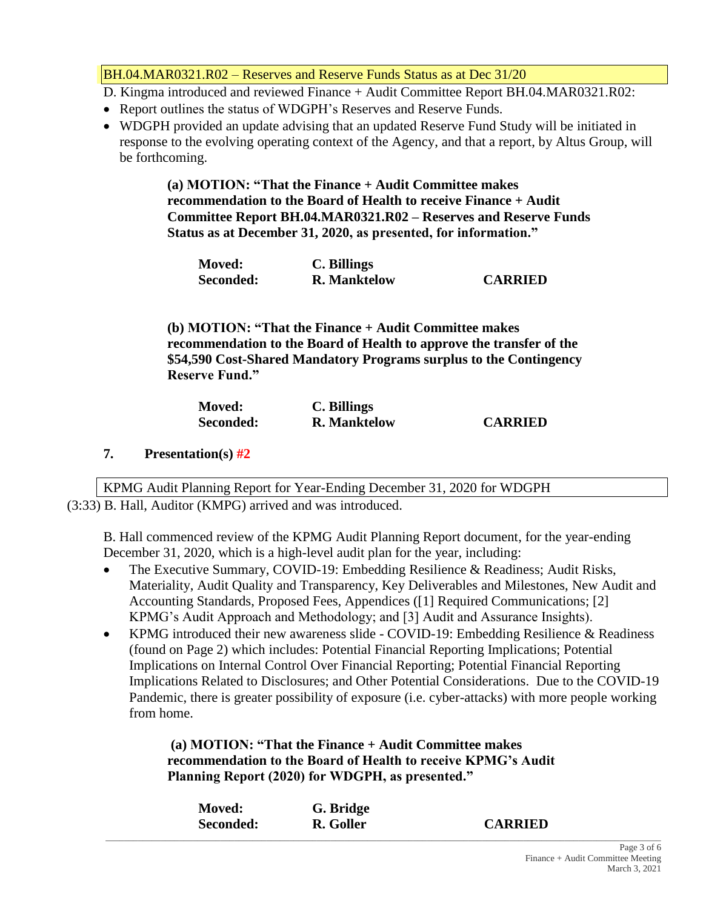BH.04.MAR0321.R02 – Reserves and Reserve Funds Status as at Dec 31/20

D. Kingma introduced and reviewed Finance + Audit Committee Report BH.04.MAR0321.R02:

- Report outlines the status of WDGPH's Reserves and Reserve Funds.
- WDGPH provided an update advising that an updated Reserve Fund Study will be initiated in response to the evolving operating context of the Agency, and that a report, by Altus Group, will be forthcoming.

**(a) MOTION: "That the Finance + Audit Committee makes recommendation to the Board of Health to receive Finance + Audit Committee Report BH.04.MAR0321.R02 – Reserves and Reserve Funds Status as at December 31, 2020, as presented, for information."**

**Moved:** **C. Billings**
**Seconded:** **R. Manktelow** **CARRIED**

**(b) MOTION: "That the Finance + Audit Committee makes recommendation to the Board of Health to approve the transfer of the $54,590 Cost-Shared Mandatory Programs surplus to the Contingency Reserve Fund."**

**Moved:** **C. Billings**
**Seconded:** **R. Manktelow** **CARRIED**

## 7. Presentation(s) #2

KPMG Audit Planning Report for Year-Ending December 31, 2020 for WDGPH

(3:33) B. Hall, Auditor (KMPG) arrived and was introduced.

B. Hall commenced review of the KPMG Audit Planning Report document, for the year-ending December 31, 2020, which is a high-level audit plan for the year, including:

- The Executive Summary, COVID-19: Embedding Resilience & Readiness; Audit Risks, Materiality, Audit Quality and Transparency, Key Deliverables and Milestones, New Audit and Accounting Standards, Proposed Fees, Appendices ([1] Required Communications; [2] KPMG's Audit Approach and Methodology; and [3] Audit and Assurance Insights).
- KPMG introduced their new awareness slide - COVID-19: Embedding Resilience & Readiness (found on Page 2) which includes: Potential Financial Reporting Implications; Potential Implications on Internal Control Over Financial Reporting; Potential Financial Reporting Implications Related to Disclosures; and Other Potential Considerations. Due to the COVID-19 Pandemic, there is greater possibility of exposure (i.e. cyber-attacks) with more people working from home.

**(a) MOTION: "That the Finance + Audit Committee makes recommendation to the Board of Health to receive KPMG's Audit Planning Report (2020) for WDGPH, as presented."**

**Moved:** **G. Bridge**
**Seconded:** **R. Goller** **CARRIED**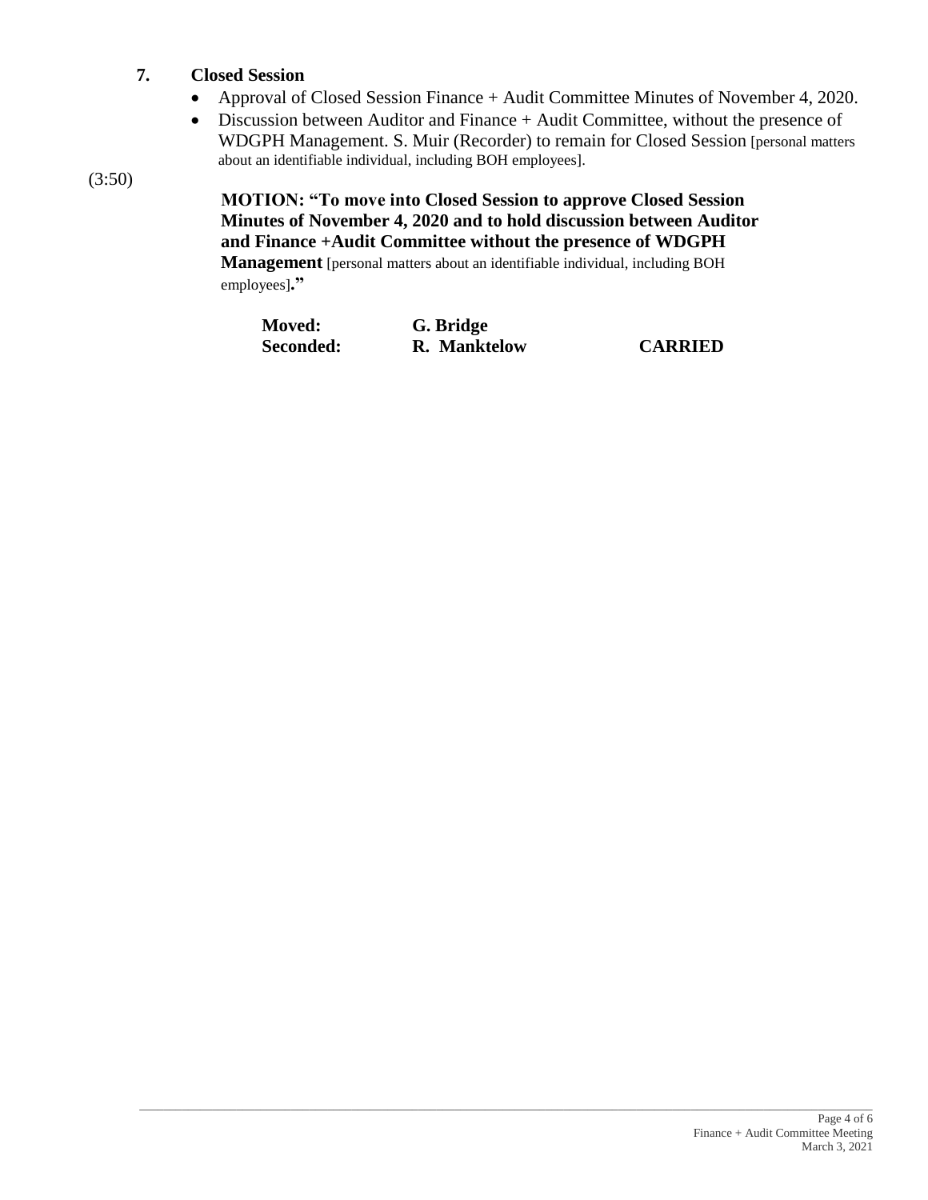## 7. Closed Session

- Approval of Closed Session Finance + Audit Committee Minutes of November 4, 2020.
- Discussion between Auditor and Finance + Audit Committee, without the presence of WDGPH Management. S. Muir (Recorder) to remain for Closed Session [personal matters about an identifiable individual, including BOH employees].

(3:50)

**MOTION: "To move into Closed Session to approve Closed Session Minutes of November 4, 2020 and to hold discussion between Auditor and Finance +Audit Committee without the presence of WDGPH Management** [personal matters about an identifiable individual, including BOH employees]**."**

**Moved:** **G. Bridge**
**Seconded:** **R. Manktelow** **CARRIED**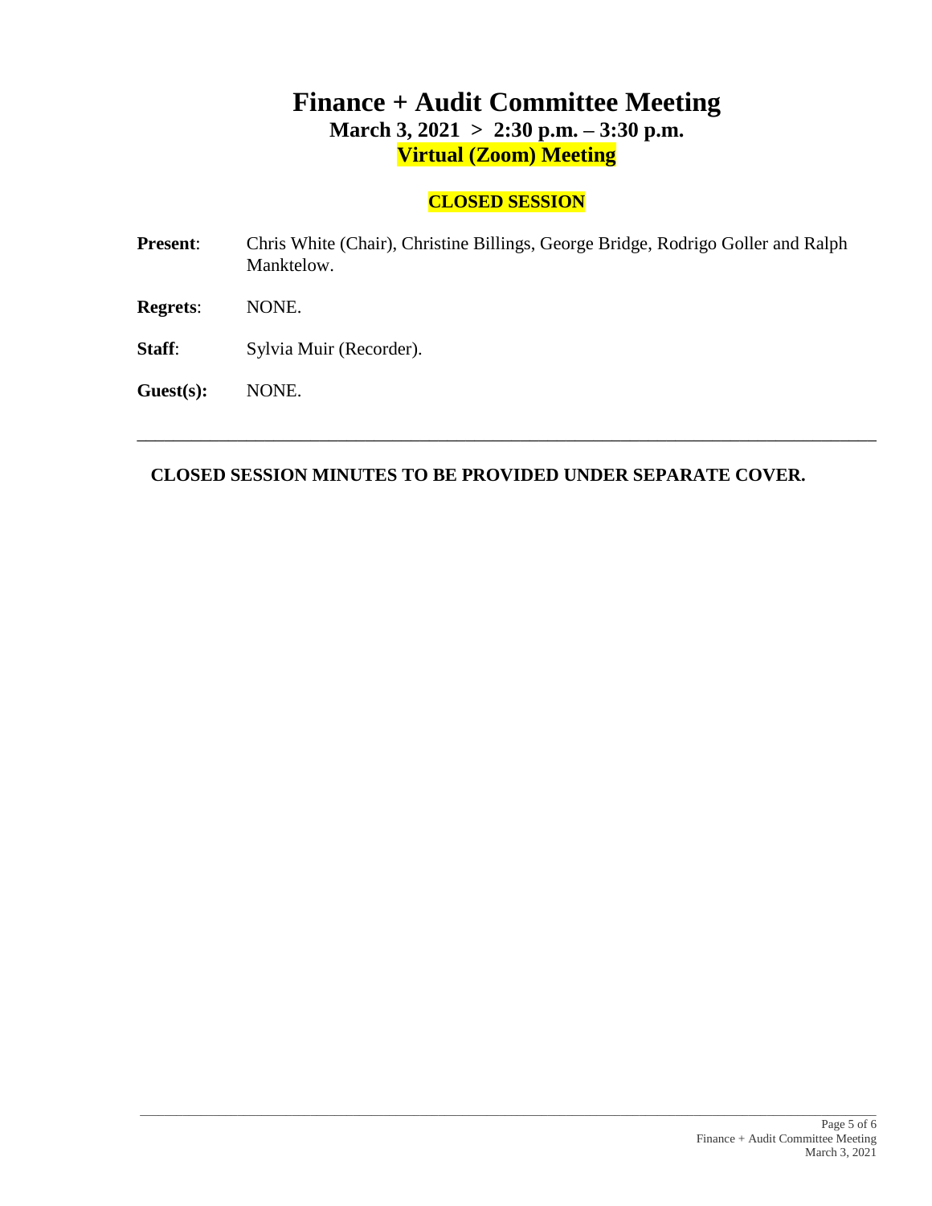# Finance + Audit Committee Meeting

**March 3, 2021 > 2:30 p.m. – 3:30 p.m.**

**Virtual (Zoom) Meeting**

## CLOSED SESSION

**Present**: Chris White (Chair), Christine Billings, George Bridge, Rodrigo Goller and Ralph Manktelow.

**Regrets**: NONE.

**Staff**: Sylvia Muir (Recorder).

**Guest(s):** NONE.

---

**CLOSED SESSION MINUTES TO BE PROVIDED UNDER SEPARATE COVER.**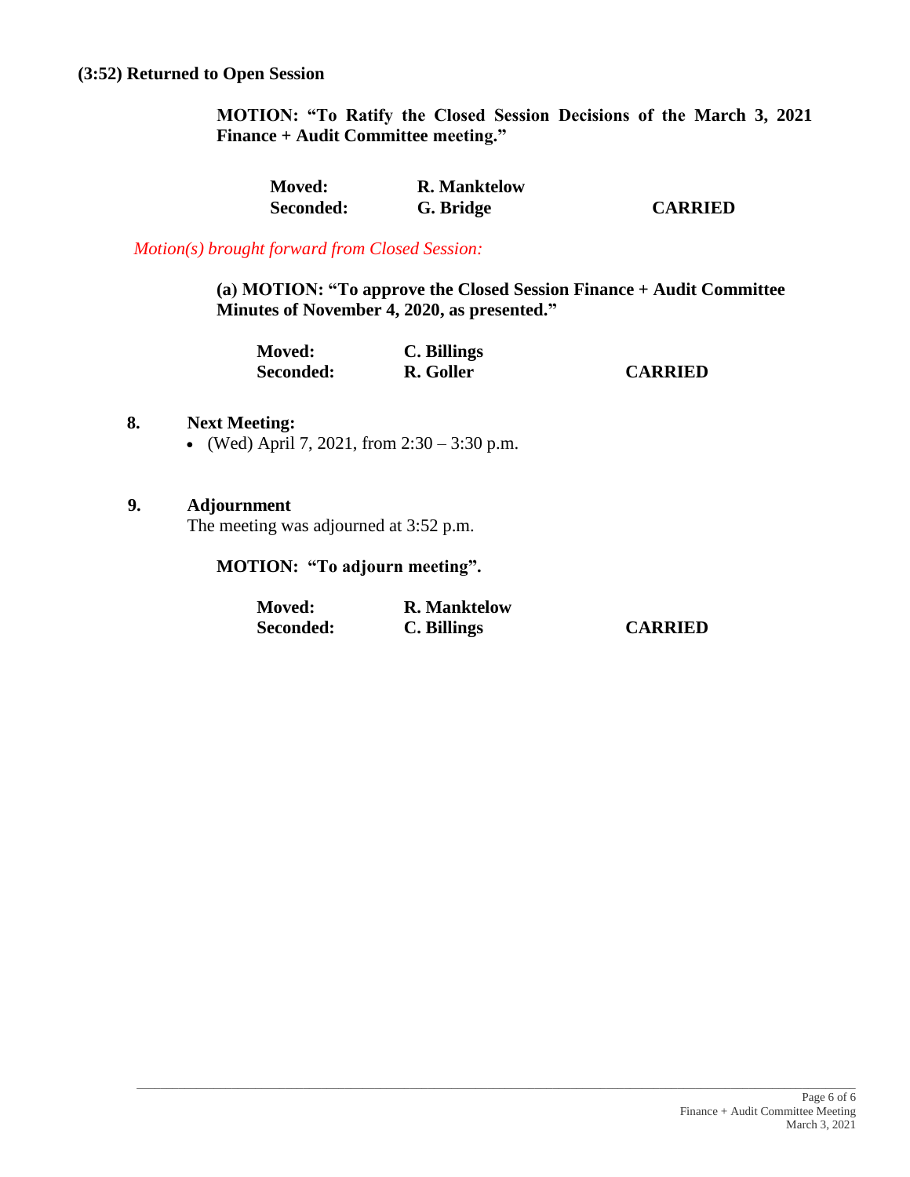**(3:52) Returned to Open Session**

**MOTION: "To Ratify the Closed Session Decisions of the March 3, 2021 Finance + Audit Committee meeting."**

| | | |
|---|---|---|
| **Moved:** | **R. Manktelow** | |
| **Seconded:** | **G. Bridge** | **CARRIED** |

*Motion(s) brought forward from Closed Session:*

**(a) MOTION: "To approve the Closed Session Finance + Audit Committee Minutes of November 4, 2020, as presented."**

| | | |
|---|---|---|
| **Moved:** | **C. Billings** | |
| **Seconded:** | **R. Goller** | **CARRIED** |

## 8. Next Meeting:

- (Wed) April 7, 2021, from 2:30 – 3:30 p.m.

## 9. Adjournment

The meeting was adjourned at 3:52 p.m.

**MOTION: "To adjourn meeting".**

| | | |
|---|---|---|
| **Moved:** | **R. Manktelow** | |
| **Seconded:** | **C. Billings** | **CARRIED** |